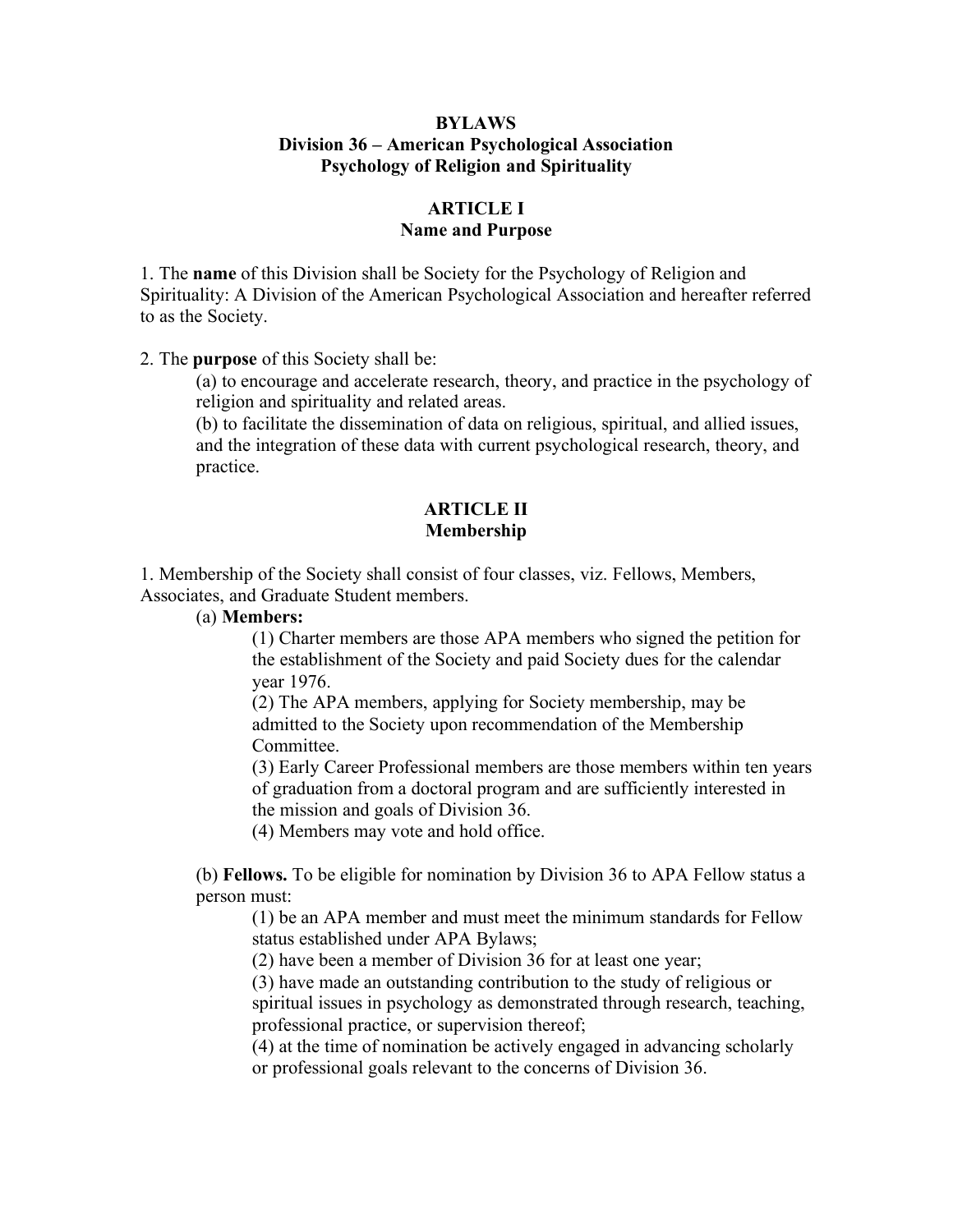# BYLAWS
# Division 36 – American Psychological Association
# Psychology of Religion and Spirituality

## ARTICLE I
## Name and Purpose

1. The **name** of this Division shall be Society for the Psychology of Religion and Spirituality: A Division of the American Psychological Association and hereafter referred to as the Society.

2. The **purpose** of this Society shall be:
   - (a) to encourage and accelerate research, theory, and practice in the psychology of religion and spirituality and related areas.
   - (b) to facilitate the dissemination of data on religious, spiritual, and allied issues, and the integration of these data with current psychological research, theory, and practice.

## ARTICLE II
## Membership

1. Membership of the Society shall consist of four classes, viz. Fellows, Members, Associates, and Graduate Student members.
   - (a) **Members:**
     - (1) Charter members are those APA members who signed the petition for the establishment of the Society and paid Society dues for the calendar year 1976.
     - (2) The APA members, applying for Society membership, may be admitted to the Society upon recommendation of the Membership Committee.
     - (3) Early Career Professional members are those members within ten years of graduation from a doctoral program and are sufficiently interested in the mission and goals of Division 36.
     - (4) Members may vote and hold office.
   - (b) **Fellows.** To be eligible for nomination by Division 36 to APA Fellow status a person must:
     - (1) be an APA member and must meet the minimum standards for Fellow status established under APA Bylaws;
     - (2) have been a member of Division 36 for at least one year;
     - (3) have made an outstanding contribution to the study of religious or spiritual issues in psychology as demonstrated through research, teaching, professional practice, or supervision thereof;
     - (4) at the time of nomination be actively engaged in advancing scholarly or professional goals relevant to the concerns of Division 36.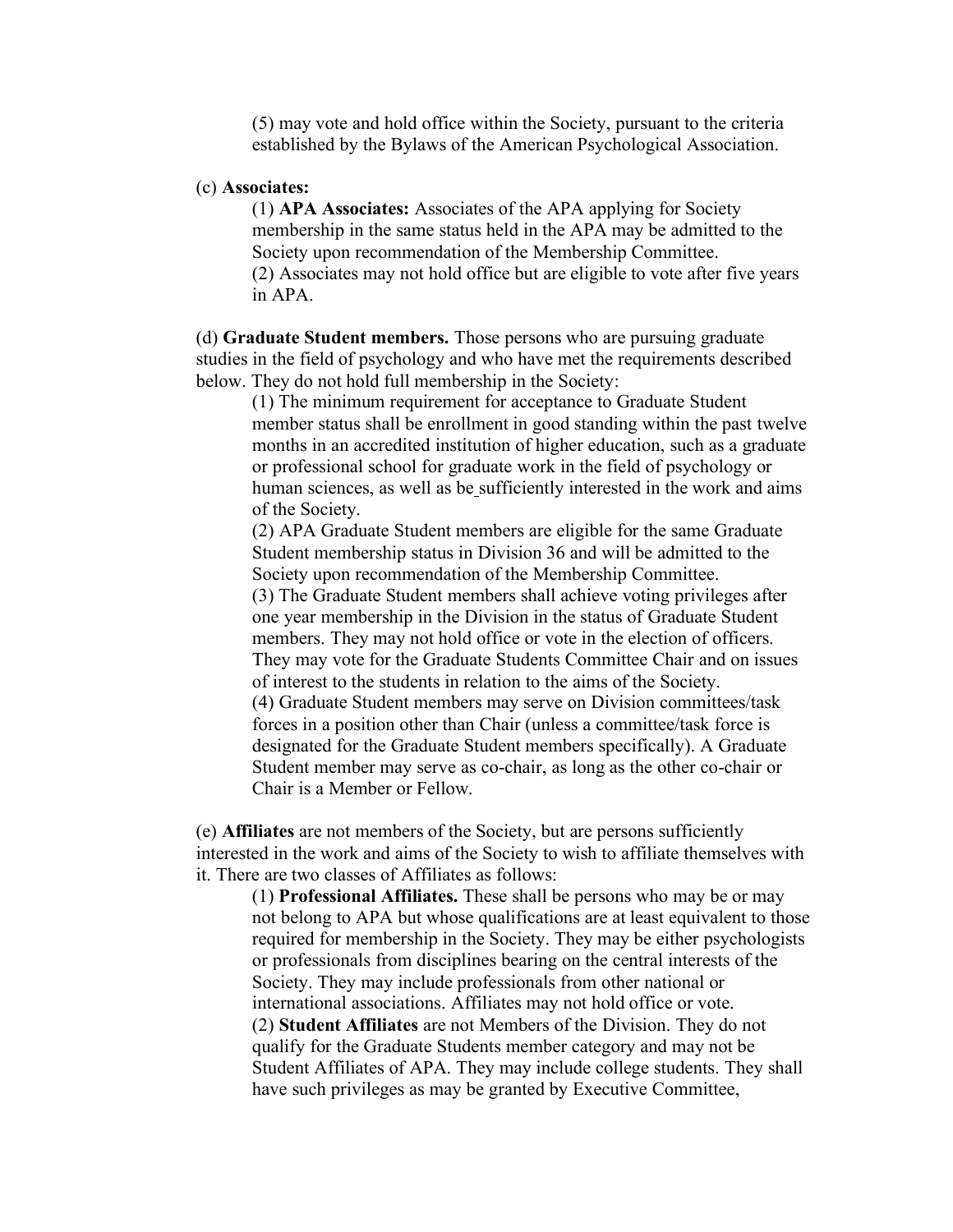(5) may vote and hold office within the Society, pursuant to the criteria established by the Bylaws of the American Psychological Association.

(c) **Associates:**

(1) **APA Associates:** Associates of the APA applying for Society membership in the same status held in the APA may be admitted to the Society upon recommendation of the Membership Committee.
(2) Associates may not hold office but are eligible to vote after five years in APA.

(d) **Graduate Student members.** Those persons who are pursuing graduate studies in the field of psychology and who have met the requirements described below. They do not hold full membership in the Society:

(1) The minimum requirement for acceptance to Graduate Student member status shall be enrollment in good standing within the past twelve months in an accredited institution of higher education, such as a graduate or professional school for graduate work in the field of psychology or human sciences, as well as be sufficiently interested in the work and aims of the Society.
(2) APA Graduate Student members are eligible for the same Graduate Student membership status in Division 36 and will be admitted to the Society upon recommendation of the Membership Committee.
(3) The Graduate Student members shall achieve voting privileges after one year membership in the Division in the status of Graduate Student members. They may not hold office or vote in the election of officers. They may vote for the Graduate Students Committee Chair and on issues of interest to the students in relation to the aims of the Society.
(4) Graduate Student members may serve on Division committees/task forces in a position other than Chair (unless a committee/task force is designated for the Graduate Student members specifically). A Graduate Student member may serve as co-chair, as long as the other co-chair or Chair is a Member or Fellow.

(e) **Affiliates** are not members of the Society, but are persons sufficiently interested in the work and aims of the Society to wish to affiliate themselves with it. There are two classes of Affiliates as follows:

(1) **Professional Affiliates.** These shall be persons who may be or may not belong to APA but whose qualifications are at least equivalent to those required for membership in the Society. They may be either psychologists or professionals from disciplines bearing on the central interests of the Society. They may include professionals from other national or international associations. Affiliates may not hold office or vote.
(2) **Student Affiliates** are not Members of the Division. They do not qualify for the Graduate Students member category and may not be Student Affiliates of APA. They may include college students. They shall have such privileges as may be granted by Executive Committee,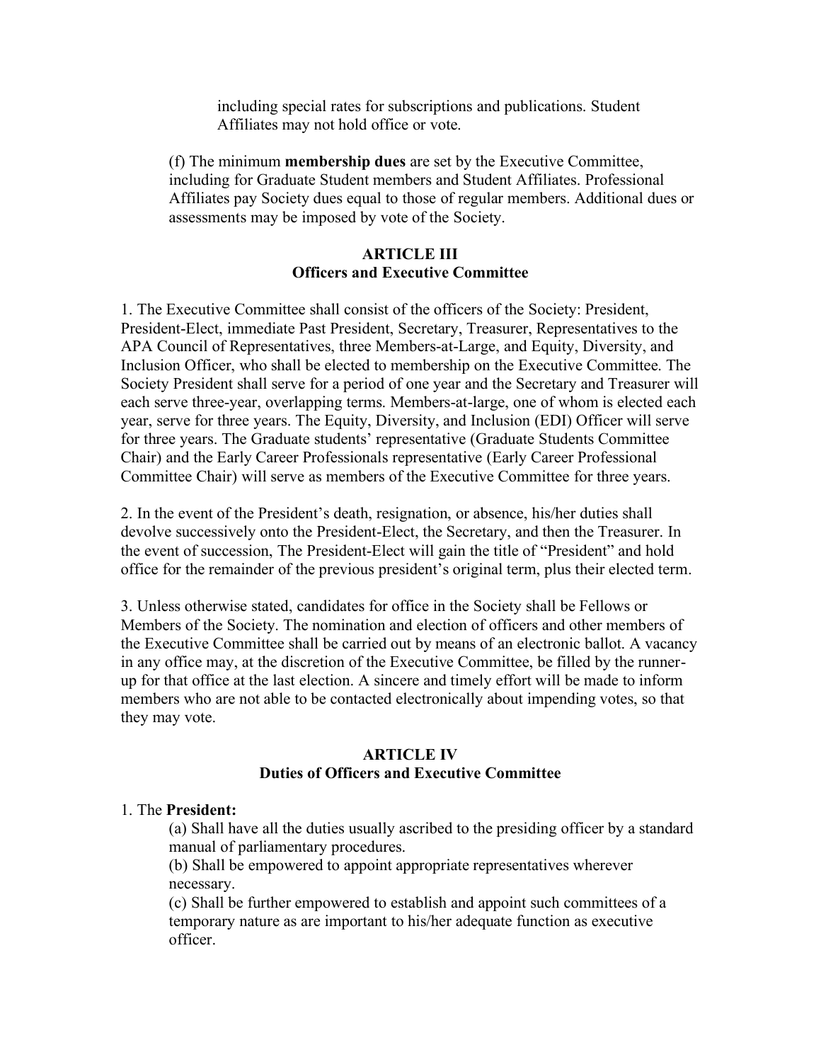including special rates for subscriptions and publications. Student Affiliates may not hold office or vote.

(f) The minimum **membership dues** are set by the Executive Committee, including for Graduate Student members and Student Affiliates. Professional Affiliates pay Society dues equal to those of regular members. Additional dues or assessments may be imposed by vote of the Society.

## ARTICLE III
## Officers and Executive Committee

1. The Executive Committee shall consist of the officers of the Society: President, President-Elect, immediate Past President, Secretary, Treasurer, Representatives to the APA Council of Representatives, three Members-at-Large, and Equity, Diversity, and Inclusion Officer, who shall be elected to membership on the Executive Committee. The Society President shall serve for a period of one year and the Secretary and Treasurer will each serve three-year, overlapping terms. Members-at-large, one of whom is elected each year, serve for three years. The Equity, Diversity, and Inclusion (EDI) Officer will serve for three years. The Graduate students' representative (Graduate Students Committee Chair) and the Early Career Professionals representative (Early Career Professional Committee Chair) will serve as members of the Executive Committee for three years.

2. In the event of the President's death, resignation, or absence, his/her duties shall devolve successively onto the President-Elect, the Secretary, and then the Treasurer. In the event of succession, The President-Elect will gain the title of "President" and hold office for the remainder of the previous president's original term, plus their elected term.

3. Unless otherwise stated, candidates for office in the Society shall be Fellows or Members of the Society. The nomination and election of officers and other members of the Executive Committee shall be carried out by means of an electronic ballot. A vacancy in any office may, at the discretion of the Executive Committee, be filled by the runner-up for that office at the last election. A sincere and timely effort will be made to inform members who are not able to be contacted electronically about impending votes, so that they may vote.

## ARTICLE IV
## Duties of Officers and Executive Committee

1. The **President:**

(a) Shall have all the duties usually ascribed to the presiding officer by a standard manual of parliamentary procedures.

(b) Shall be empowered to appoint appropriate representatives wherever necessary.

(c) Shall be further empowered to establish and appoint such committees of a temporary nature as are important to his/her adequate function as executive officer.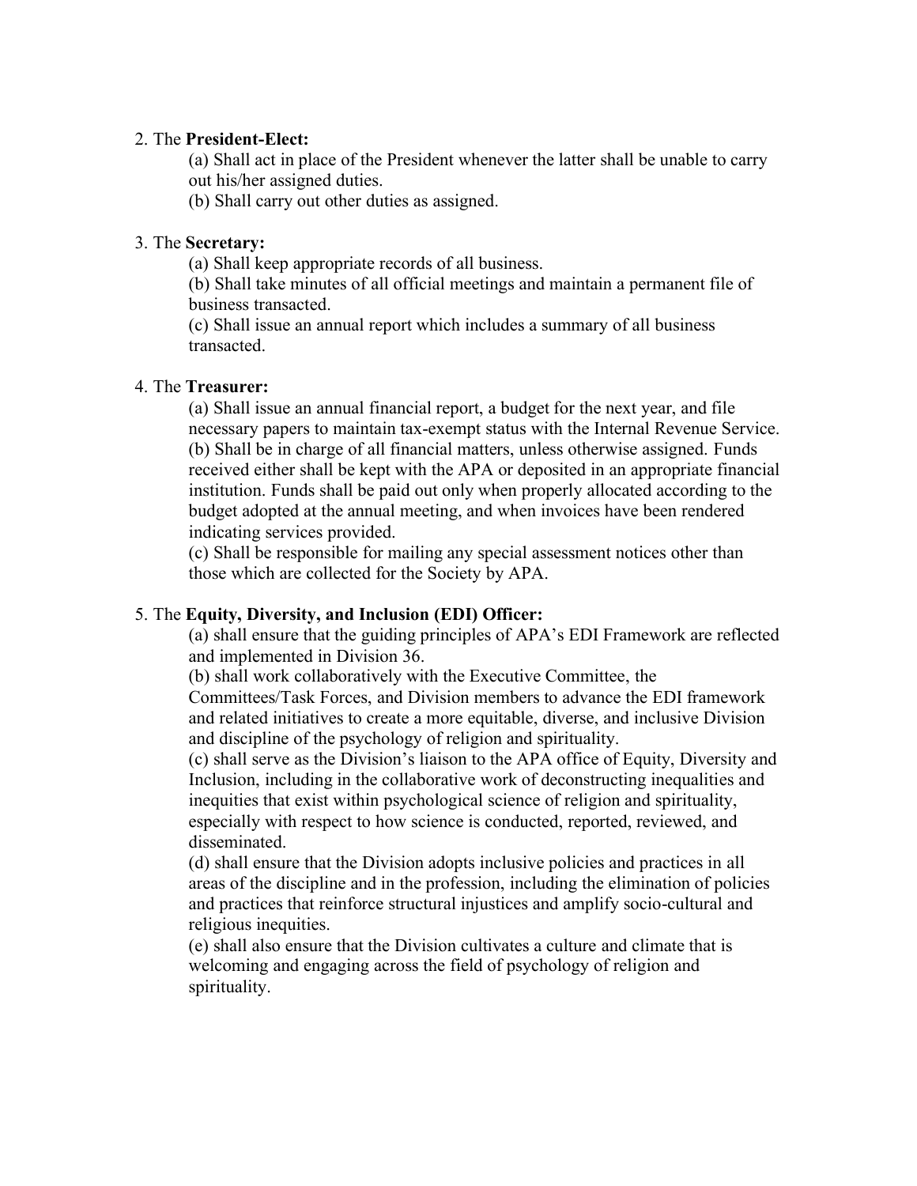2. The **President-Elect:**

    (a) Shall act in place of the President whenever the latter shall be unable to carry out his/her assigned duties.

    (b) Shall carry out other duties as assigned.

3. The **Secretary:**

    (a) Shall keep appropriate records of all business.

    (b) Shall take minutes of all official meetings and maintain a permanent file of business transacted.

    (c) Shall issue an annual report which includes a summary of all business transacted.

4. The **Treasurer:**

    (a) Shall issue an annual financial report, a budget for the next year, and file necessary papers to maintain tax-exempt status with the Internal Revenue Service.

    (b) Shall be in charge of all financial matters, unless otherwise assigned. Funds received either shall be kept with the APA or deposited in an appropriate financial institution. Funds shall be paid out only when properly allocated according to the budget adopted at the annual meeting, and when invoices have been rendered indicating services provided.

    (c) Shall be responsible for mailing any special assessment notices other than those which are collected for the Society by APA.

5. The **Equity, Diversity, and Inclusion (EDI) Officer:**

    (a) shall ensure that the guiding principles of APA's EDI Framework are reflected and implemented in Division 36.

    (b) shall work collaboratively with the Executive Committee, the Committees/Task Forces, and Division members to advance the EDI framework and related initiatives to create a more equitable, diverse, and inclusive Division and discipline of the psychology of religion and spirituality.

    (c) shall serve as the Division's liaison to the APA office of Equity, Diversity and Inclusion, including in the collaborative work of deconstructing inequalities and inequities that exist within psychological science of religion and spirituality, especially with respect to how science is conducted, reported, reviewed, and disseminated.

    (d) shall ensure that the Division adopts inclusive policies and practices in all areas of the discipline and in the profession, including the elimination of policies and practices that reinforce structural injustices and amplify socio-cultural and religious inequities.

    (e) shall also ensure that the Division cultivates a culture and climate that is welcoming and engaging across the field of psychology of religion and spirituality.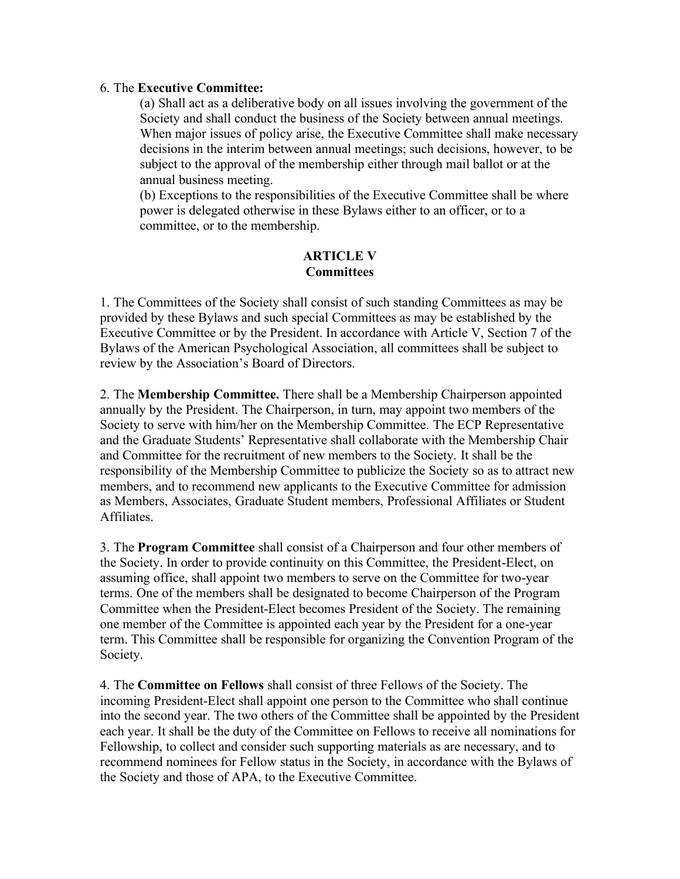6. The **Executive Committee:**

(a) Shall act as a deliberative body on all issues involving the government of the Society and shall conduct the business of the Society between annual meetings. When major issues of policy arise, the Executive Committee shall make necessary decisions in the interim between annual meetings; such decisions, however, to be subject to the approval of the membership either through mail ballot or at the annual business meeting.

(b) Exceptions to the responsibilities of the Executive Committee shall be where power is delegated otherwise in these Bylaws either to an officer, or to a committee, or to the membership.

## ARTICLE V
## Committees

1. The Committees of the Society shall consist of such standing Committees as may be provided by these Bylaws and such special Committees as may be established by the Executive Committee or by the President. In accordance with Article V, Section 7 of the Bylaws of the American Psychological Association, all committees shall be subject to review by the Association's Board of Directors.

2. The **Membership Committee.** There shall be a Membership Chairperson appointed annually by the President. The Chairperson, in turn, may appoint two members of the Society to serve with him/her on the Membership Committee. The ECP Representative and the Graduate Students' Representative shall collaborate with the Membership Chair and Committee for the recruitment of new members to the Society. It shall be the responsibility of the Membership Committee to publicize the Society so as to attract new members, and to recommend new applicants to the Executive Committee for admission as Members, Associates, Graduate Student members, Professional Affiliates or Student Affiliates.

3. The **Program Committee** shall consist of a Chairperson and four other members of the Society. In order to provide continuity on this Committee, the President-Elect, on assuming office, shall appoint two members to serve on the Committee for two-year terms. One of the members shall be designated to become Chairperson of the Program Committee when the President-Elect becomes President of the Society. The remaining one member of the Committee is appointed each year by the President for a one-year term. This Committee shall be responsible for organizing the Convention Program of the Society.

4. The **Committee on Fellows** shall consist of three Fellows of the Society. The incoming President-Elect shall appoint one person to the Committee who shall continue into the second year. The two others of the Committee shall be appointed by the President each year. It shall be the duty of the Committee on Fellows to receive all nominations for Fellowship, to collect and consider such supporting materials as are necessary, and to recommend nominees for Fellow status in the Society, in accordance with the Bylaws of the Society and those of APA, to the Executive Committee.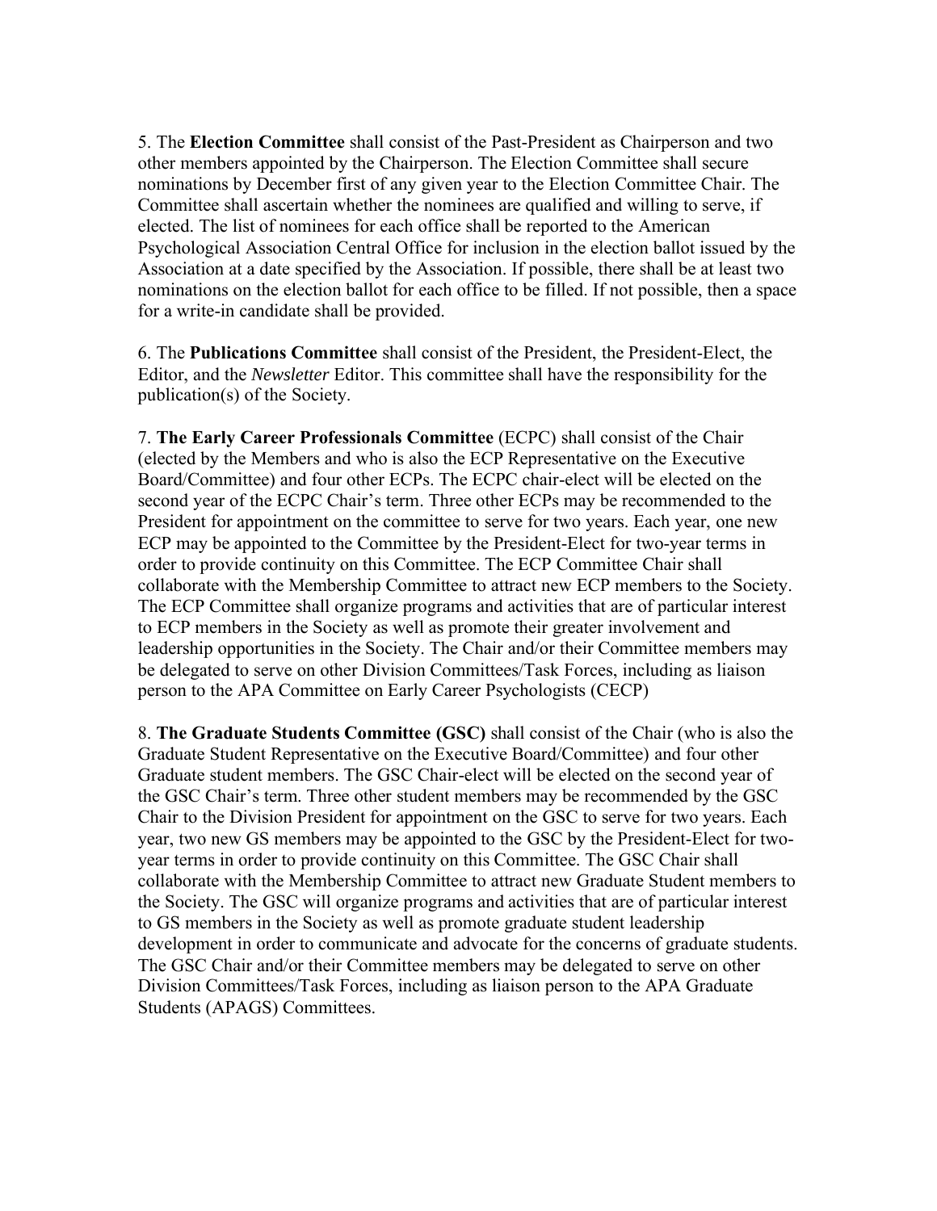5. The **Election Committee** shall consist of the Past-President as Chairperson and two other members appointed by the Chairperson. The Election Committee shall secure nominations by December first of any given year to the Election Committee Chair. The Committee shall ascertain whether the nominees are qualified and willing to serve, if elected. The list of nominees for each office shall be reported to the American Psychological Association Central Office for inclusion in the election ballot issued by the Association at a date specified by the Association. If possible, there shall be at least two nominations on the election ballot for each office to be filled. If not possible, then a space for a write-in candidate shall be provided.

6. The **Publications Committee** shall consist of the President, the President-Elect, the Editor, and the *Newsletter* Editor. This committee shall have the responsibility for the publication(s) of the Society.

7. **The Early Career Professionals Committee** (ECPC) shall consist of the Chair (elected by the Members and who is also the ECP Representative on the Executive Board/Committee) and four other ECPs. The ECPC chair-elect will be elected on the second year of the ECPC Chair's term. Three other ECPs may be recommended to the President for appointment on the committee to serve for two years. Each year, one new ECP may be appointed to the Committee by the President-Elect for two-year terms in order to provide continuity on this Committee. The ECP Committee Chair shall collaborate with the Membership Committee to attract new ECP members to the Society. The ECP Committee shall organize programs and activities that are of particular interest to ECP members in the Society as well as promote their greater involvement and leadership opportunities in the Society. The Chair and/or their Committee members may be delegated to serve on other Division Committees/Task Forces, including as liaison person to the APA Committee on Early Career Psychologists (CECP)

8. **The Graduate Students Committee (GSC)** shall consist of the Chair (who is also the Graduate Student Representative on the Executive Board/Committee) and four other Graduate student members. The GSC Chair-elect will be elected on the second year of the GSC Chair's term. Three other student members may be recommended by the GSC Chair to the Division President for appointment on the GSC to serve for two years. Each year, two new GS members may be appointed to the GSC by the President-Elect for two-year terms in order to provide continuity on this Committee. The GSC Chair shall collaborate with the Membership Committee to attract new Graduate Student members to the Society. The GSC will organize programs and activities that are of particular interest to GS members in the Society as well as promote graduate student leadership development in order to communicate and advocate for the concerns of graduate students. The GSC Chair and/or their Committee members may be delegated to serve on other Division Committees/Task Forces, including as liaison person to the APA Graduate Students (APAGS) Committees.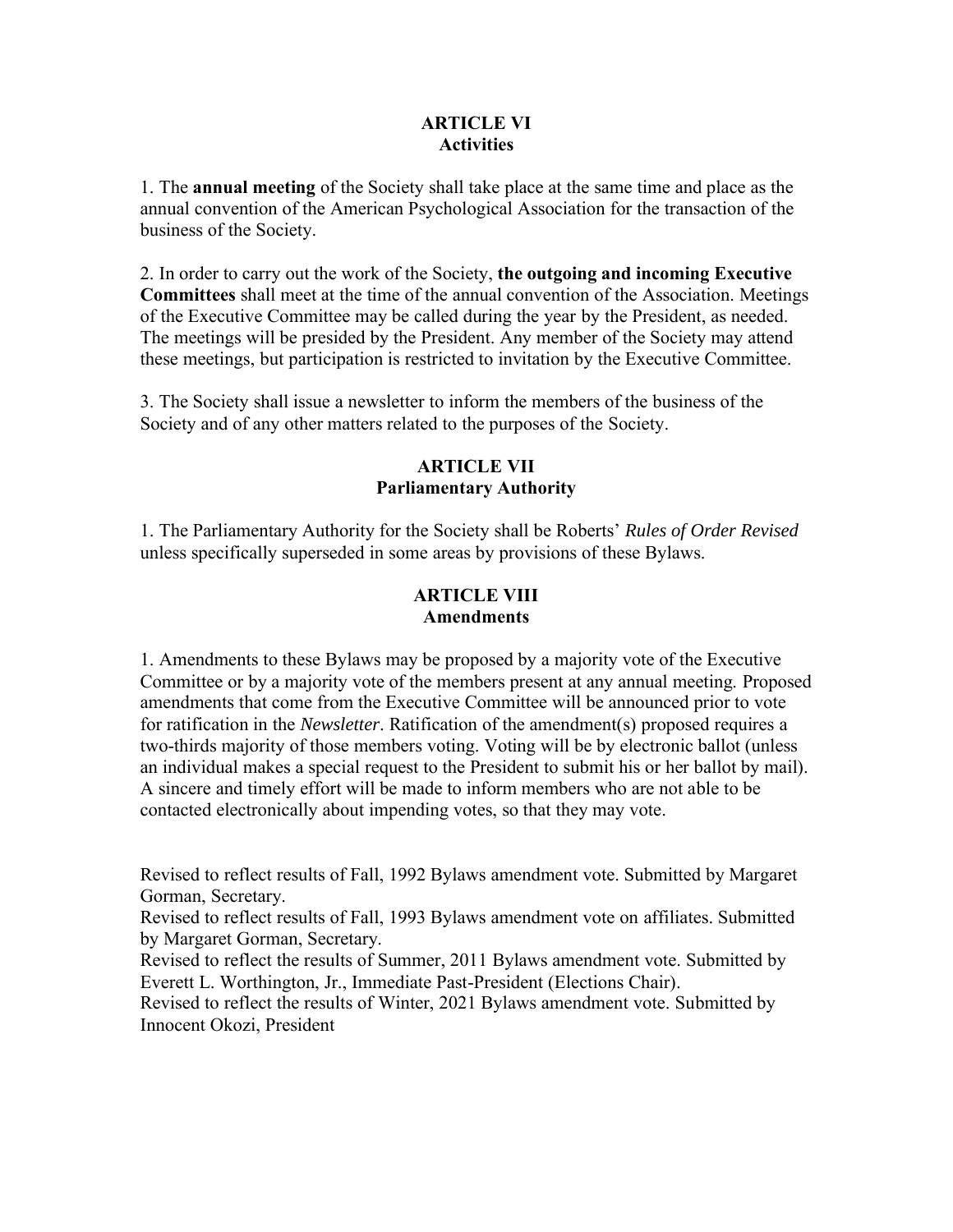## ARTICLE VI
## Activities

1. The **annual meeting** of the Society shall take place at the same time and place as the annual convention of the American Psychological Association for the transaction of the business of the Society.

2. In order to carry out the work of the Society, **the outgoing and incoming Executive Committees** shall meet at the time of the annual convention of the Association. Meetings of the Executive Committee may be called during the year by the President, as needed. The meetings will be presided by the President. Any member of the Society may attend these meetings, but participation is restricted to invitation by the Executive Committee.

3. The Society shall issue a newsletter to inform the members of the business of the Society and of any other matters related to the purposes of the Society.

## ARTICLE VII
## Parliamentary Authority

1. The Parliamentary Authority for the Society shall be Roberts' *Rules of Order Revised* unless specifically superseded in some areas by provisions of these Bylaws.

## ARTICLE VIII
## Amendments

1. Amendments to these Bylaws may be proposed by a majority vote of the Executive Committee or by a majority vote of the members present at any annual meeting. Proposed amendments that come from the Executive Committee will be announced prior to vote for ratification in the *Newsletter*. Ratification of the amendment(s) proposed requires a two-thirds majority of those members voting. Voting will be by electronic ballot (unless an individual makes a special request to the President to submit his or her ballot by mail). A sincere and timely effort will be made to inform members who are not able to be contacted electronically about impending votes, so that they may vote.

Revised to reflect results of Fall, 1992 Bylaws amendment vote. Submitted by Margaret Gorman, Secretary.
Revised to reflect results of Fall, 1993 Bylaws amendment vote on affiliates. Submitted by Margaret Gorman, Secretary.
Revised to reflect the results of Summer, 2011 Bylaws amendment vote. Submitted by Everett L. Worthington, Jr., Immediate Past-President (Elections Chair).
Revised to reflect the results of Winter, 2021 Bylaws amendment vote. Submitted by Innocent Okozi, President